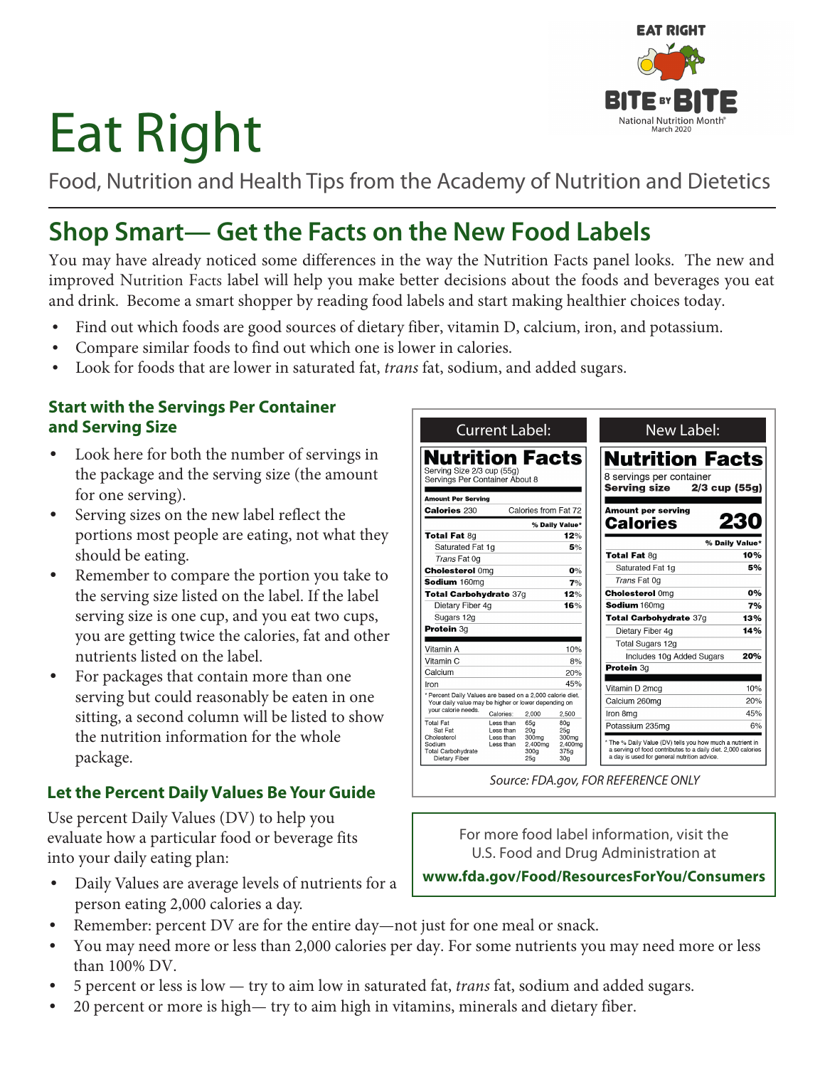# Eat Right

Food, Nutrition and Health Tips from the Academy of Nutrition and Dietetics

## Shop Smart— Get the Facts on the New Food Labels

You may have already noticed some differences in the way the Nutrition Facts panel looks. The new and improved Nutrition Facts label will help you make better decisions about the foods and beverages you eat and drink. Become a smart shopper by reading food labels and start making healthier choices today.

- Find out which foods are good sources of dietary fiber, vitamin D, calcium, iron, and potassium.
- Compare similar foods to find out which one is lower in calories.
- Look for foods that are lower in saturated fat, *trans* fat, sodium, and added sugars.

### Start with the Servings Per Container and Serving Size

- Look here for both the number of servings in the package and the serving size (the amount for one serving).
- Serving sizes on the new label reflect the portions most people are eating, not what they should be eating.
- Remember to compare the portion you take to the serving size listed on the label. If the label serving size is one cup, and you eat two cups, you are getting twice the calories, fat and other nutrients listed on the label.
- For packages that contain more than one serving but could reasonably be eaten in one sitting, a second column will be listed to show the nutrition information for the whole package.

**Current Label:**

**Nutrition Facts**
Serving Size 2/3 cup (55g)
Servings Per Container About 8

| Amount Per Serving | |
|---|---|
| **Calories** 230 | Calories from Fat 72 |
| | **% Daily Value*** |
| **Total Fat** 8g | **12%** |
| Saturated Fat 1g | **5%** |
| *Trans* Fat 0g | |
| **Cholesterol** 0mg | **0%** |
| **Sodium** 160mg | **7%** |
| **Total Carbohydrate** 37g | **12%** |
| Dietary Fiber 4g | **16%** |
| Sugars 12g | |
| **Protein** 3g | |
| Vitamin A | 10% |
| Vitamin C | 8% |
| Calcium | 20% |
| Iron | 45% |

\* Percent Daily Values are based on a 2,000 calorie diet. Your daily value may be higher or lower depending on your calorie needs.

| | Calories: | 2,000 | 2,500 |
|---|---|---|---|
| Total Fat | Less than | 65g | 80g |
| Sat Fat | Less than | 20g | 25g |
| Cholesterol | Less than | 300mg | 300mg |
| Sodium | Less than | 2,400mg | 2,400mg |
| Total Carbohydrate | | 300g | 375g |
| Dietary Fiber | | 25g | 30g |

**New Label:**

**Nutrition Facts**
8 servings per container
**Serving size 2/3 cup (55g)**

| Amount per serving | |
|---|---|
| **Calories** | **230** |
| | **% Daily Value*** |
| **Total Fat** 8g | **10%** |
| Saturated Fat 1g | **5%** |
| *Trans* Fat 0g | |
| **Cholesterol** 0mg | **0%** |
| **Sodium** 160mg | **7%** |
| **Total Carbohydrate** 37g | **13%** |
| Dietary Fiber 4g | **14%** |
| Total Sugars 12g | |
| Includes 10g Added Sugars | **20%** |
| **Protein** 3g | |
| Vitamin D 2mcg | 10% |
| Calcium 260mg | 20% |
| Iron 8mg | 45% |
| Potassium 235mg | 6% |

\* The % Daily Value (DV) tells you how much a nutrient in a serving of food contributes to a daily diet. 2,000 calories a day is used for general nutrition advice.

*Source: FDA.gov, FOR REFERENCE ONLY*

For more food label information, visit the U.S. Food and Drug Administration at **www.fda.gov/Food/ResourcesForYou/Consumers**

### Let the Percent Daily Values Be Your Guide

Use percent Daily Values (DV) to help you evaluate how a particular food or beverage fits into your daily eating plan:

- Daily Values are average levels of nutrients for a person eating 2,000 calories a day.
- Remember: percent DV are for the entire day—not just for one meal or snack.
- You may need more or less than 2,000 calories per day. For some nutrients you may need more or less than 100% DV.
- 5 percent or less is low — try to aim low in saturated fat, *trans* fat, sodium and added sugars.
- 20 percent or more is high— try to aim high in vitamins, minerals and dietary fiber.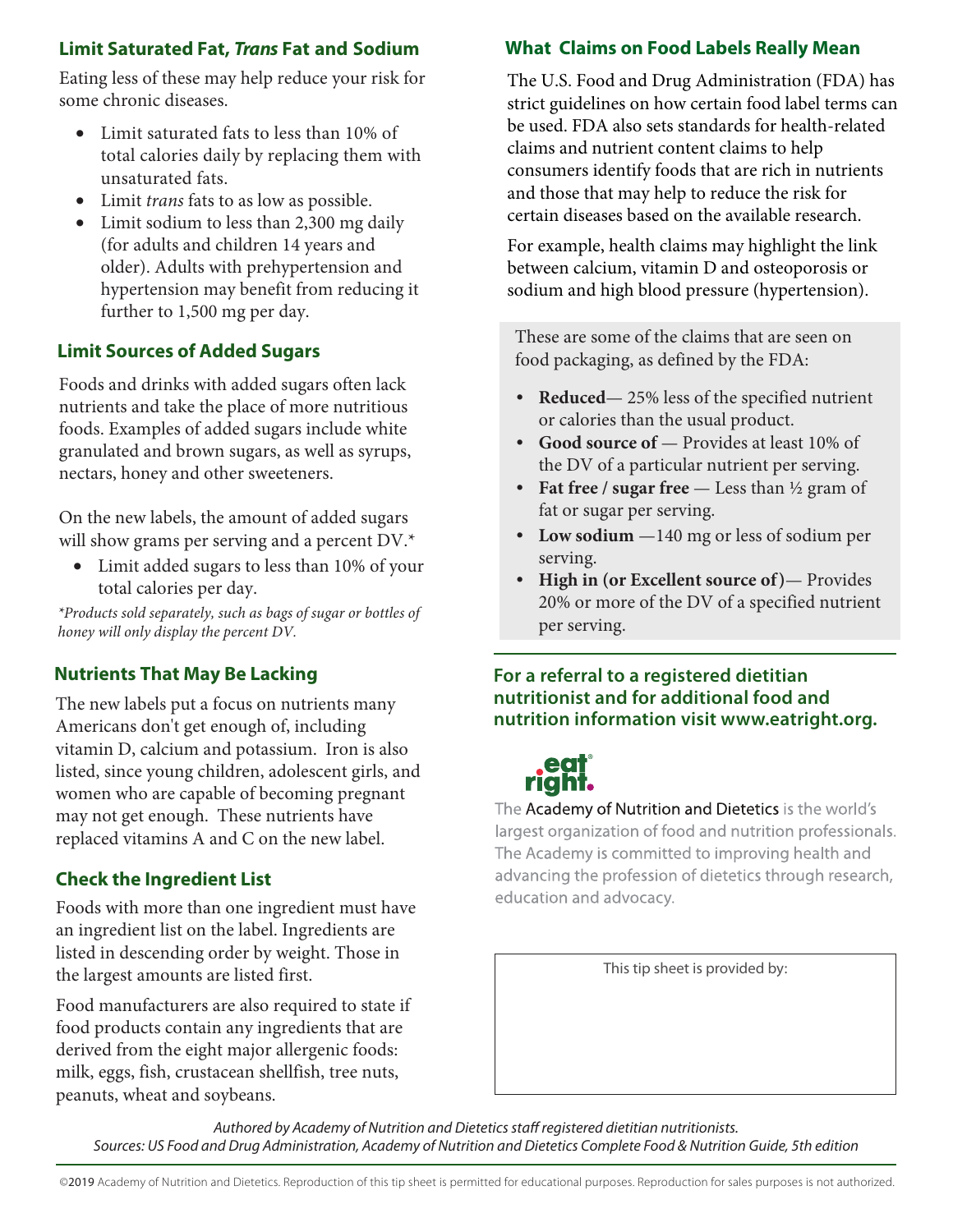## Limit Saturated Fat, *Trans* Fat and Sodium

Eating less of these may help reduce your risk for some chronic diseases.

- Limit saturated fats to less than 10% of total calories daily by replacing them with unsaturated fats.
- Limit *trans* fats to as low as possible.
- Limit sodium to less than 2,300 mg daily (for adults and children 14 years and older). Adults with prehypertension and hypertension may benefit from reducing it further to 1,500 mg per day.

## Limit Sources of Added Sugars

Foods and drinks with added sugars often lack nutrients and take the place of more nutritious foods. Examples of added sugars include white granulated and brown sugars, as well as syrups, nectars, honey and other sweeteners.

On the new labels, the amount of added sugars will show grams per serving and a percent DV.*

- Limit added sugars to less than 10% of your total calories per day.

*\*Products sold separately, such as bags of sugar or bottles of honey will only display the percent DV.*

## Nutrients That May Be Lacking

The new labels put a focus on nutrients many Americans don't get enough of, including vitamin D, calcium and potassium. Iron is also listed, since young children, adolescent girls, and women who are capable of becoming pregnant may not get enough. These nutrients have replaced vitamins A and C on the new label.

## Check the Ingredient List

Foods with more than one ingredient must have an ingredient list on the label. Ingredients are listed in descending order by weight. Those in the largest amounts are listed first.

Food manufacturers are also required to state if food products contain any ingredients that are derived from the eight major allergenic foods: milk, eggs, fish, crustacean shellfish, tree nuts, peanuts, wheat and soybeans.

## What Claims on Food Labels Really Mean

The U.S. Food and Drug Administration (FDA) has strict guidelines on how certain food label terms can be used. FDA also sets standards for health-related claims and nutrient content claims to help consumers identify foods that are rich in nutrients and those that may help to reduce the risk for certain diseases based on the available research.

For example, health claims may highlight the link between calcium, vitamin D and osteoporosis or sodium and high blood pressure (hypertension).

These are some of the claims that are seen on food packaging, as defined by the FDA:

- **Reduced**— 25% less of the specified nutrient or calories than the usual product.
- **Good source of** — Provides at least 10% of the DV of a particular nutrient per serving.
- **Fat free / sugar free** — Less than ½ gram of fat or sugar per serving.
- **Low sodium** —140 mg or less of sodium per serving.
- **High in (or Excellent source of)**— Provides 20% or more of the DV of a specified nutrient per serving.

**For a referral to a registered dietitian nutritionist and for additional food and nutrition information visit www.eatright.org.**

eat right.

The Academy of Nutrition and Dietetics is the world's largest organization of food and nutrition professionals. The Academy is committed to improving health and advancing the profession of dietetics through research, education and advocacy.

This tip sheet is provided by:

*Authored by Academy of Nutrition and Dietetics staff registered dietitian nutritionists.*
*Sources: US Food and Drug Administration, Academy of Nutrition and Dietetics Complete Food & Nutrition Guide, 5th edition*

©2019 Academy of Nutrition and Dietetics. Reproduction of this tip sheet is permitted for educational purposes. Reproduction for sales purposes is not authorized.